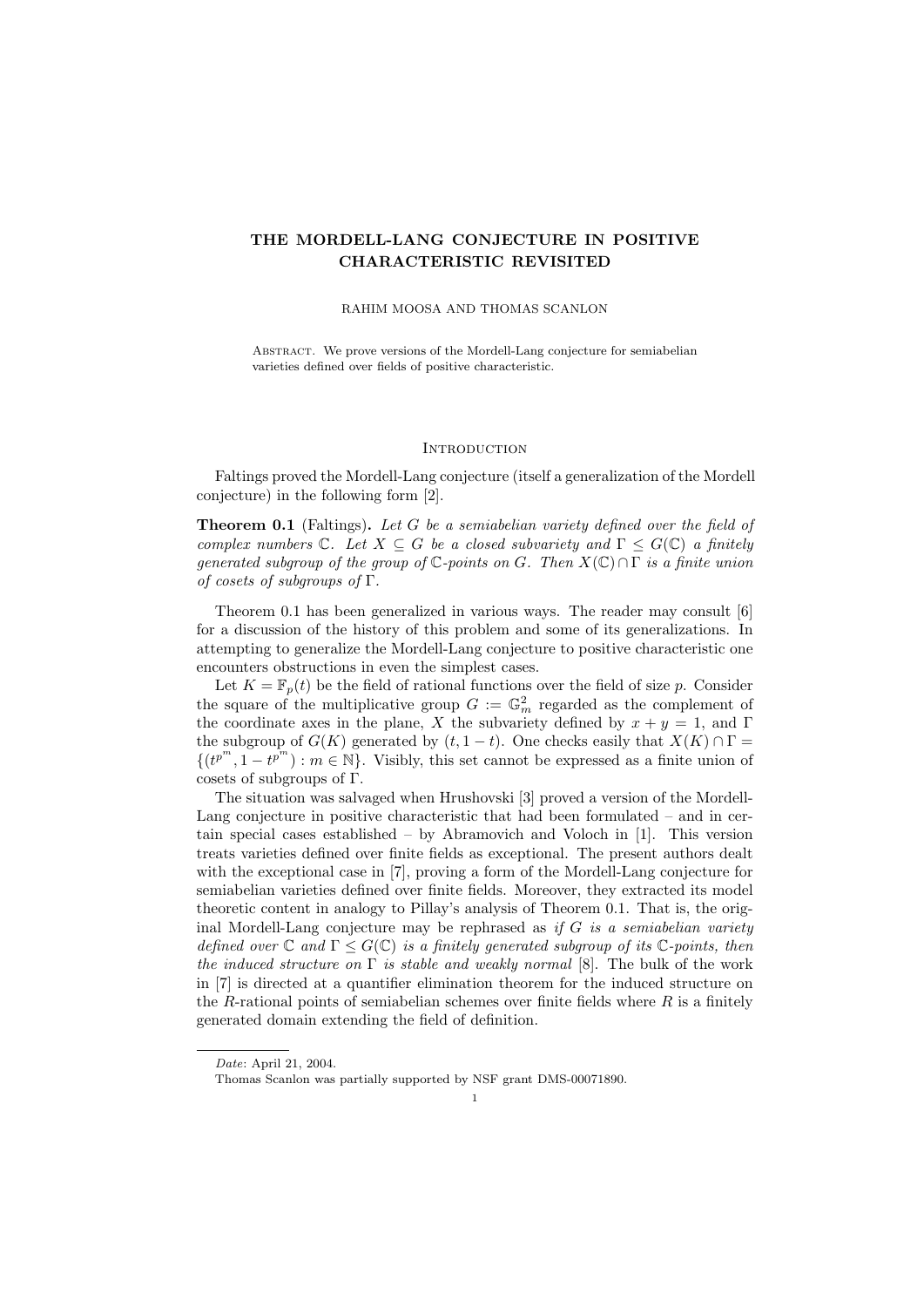# THE MORDELL-LANG CONJECTURE IN POSITIVE CHARACTERISTIC REVISITED

RAHIM MOOSA AND THOMAS SCANLON

Abstract. We prove versions of the Mordell-Lang conjecture for semiabelian varieties defined over fields of positive characteristic.

## Introduction

Faltings proved the Mordell-Lang conjecture (itself a generalization of the Mordell conjecture) in the following form [2].

**Theorem 0.1** (Faltings). *Let $G$ be a semiabelian variety defined over the field of complex numbers $\mathbb{C}$. Let $X \subseteq G$ be a closed subvariety and $\Gamma \leq G(\mathbb{C})$ a finitely generated subgroup of the group of $\mathbb{C}$-points on $G$. Then $X(\mathbb{C}) \cap \Gamma$ is a finite union of cosets of subgroups of $\Gamma$.*

Theorem 0.1 has been generalized in various ways. The reader may consult [6] for a discussion of the history of this problem and some of its generalizations. In attempting to generalize the Mordell-Lang conjecture to positive characteristic one encounters obstructions in even the simplest cases.

Let $K = \mathbb{F}_p(t)$ be the field of rational functions over the field of size $p$. Consider the square of the multiplicative group $G := \mathbb{G}_m^2$ regarded as the complement of the coordinate axes in the plane, $X$ the subvariety defined by $x + y = 1$, and $\Gamma$ the subgroup of $G(K)$ generated by $(t, 1-t)$. One checks easily that $X(K) \cap \Gamma = \{(t^{p^m}, 1 - t^{p^m}) : m \in \mathbb{N}\}$. Visibly, this set cannot be expressed as a finite union of cosets of subgroups of $\Gamma$.

The situation was salvaged when Hrushovski [3] proved a version of the Mordell-Lang conjecture in positive characteristic that had been formulated – and in certain special cases established – by Abramovich and Voloch in [1]. This version treats varieties defined over finite fields as exceptional. The present authors dealt with the exceptional case in [7], proving a form of the Mordell-Lang conjecture for semiabelian varieties defined over finite fields. Moreover, they extracted its model theoretic content in analogy to Pillay's analysis of Theorem 0.1. That is, the original Mordell-Lang conjecture may be rephrased as *if $G$ is a semiabelian variety defined over $\mathbb{C}$ and $\Gamma \leq G(\mathbb{C})$ is a finitely generated subgroup of its $\mathbb{C}$-points, then the induced structure on $\Gamma$ is stable and weakly normal* [8]. The bulk of the work in [7] is directed at a quantifier elimination theorem for the induced structure on the $R$-rational points of semiabelian schemes over finite fields where $R$ is a finitely generated domain extending the field of definition.

---

*Date*: April 21, 2004.

Thomas Scanlon was partially supported by NSF grant DMS-00071890.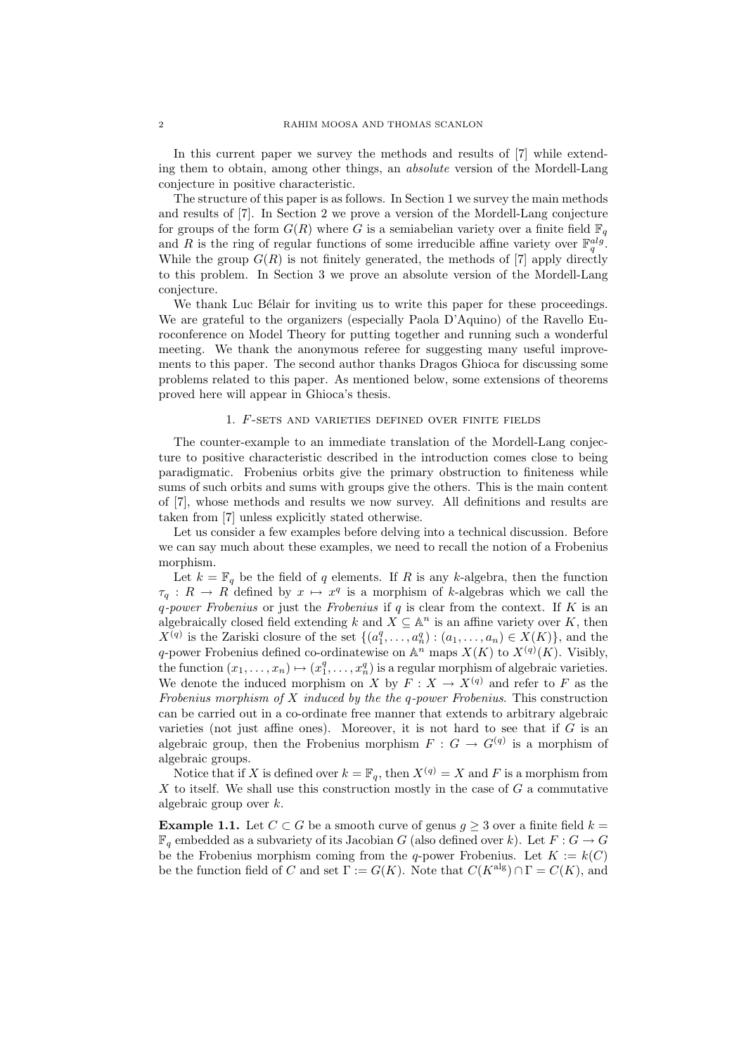In this current paper we survey the methods and results of [7] while extending them to obtain, among other things, an *absolute* version of the Mordell-Lang conjecture in positive characteristic.

The structure of this paper is as follows. In Section 1 we survey the main methods and results of [7]. In Section 2 we prove a version of the Mordell-Lang conjecture for groups of the form $G(R)$ where $G$ is a semiabelian variety over a finite field $\mathbb{F}_q$ and $R$ is the ring of regular functions of some irreducible affine variety over $\mathbb{F}_q^{alg}$. While the group $G(R)$ is not finitely generated, the methods of [7] apply directly to this problem. In Section 3 we prove an absolute version of the Mordell-Lang conjecture.

We thank Luc Bélair for inviting us to write this paper for these proceedings. We are grateful to the organizers (especially Paola D'Aquino) of the Ravello Euroconference on Model Theory for putting together and running such a wonderful meeting. We thank the anonymous referee for suggesting many useful improvements to this paper. The second author thanks Dragos Ghioca for discussing some problems related to this paper. As mentioned below, some extensions of theorems proved here will appear in Ghioca's thesis.

## 1. $F$-sets and varieties defined over finite fields

The counter-example to an immediate translation of the Mordell-Lang conjecture to positive characteristic described in the introduction comes close to being paradigmatic. Frobenius orbits give the primary obstruction to finiteness while sums of such orbits and sums with groups give the others. This is the main content of [7], whose methods and results we now survey. All definitions and results are taken from [7] unless explicitly stated otherwise.

Let us consider a few examples before delving into a technical discussion. Before we can say much about these examples, we need to recall the notion of a Frobenius morphism.

Let $k = \mathbb{F}_q$ be the field of $q$ elements. If $R$ is any $k$-algebra, then the function $\tau_q : R \to R$ defined by $x \mapsto x^q$ is a morphism of $k$-algebras which we call the *$q$-power Frobenius* or just the *Frobenius* if $q$ is clear from the context. If $K$ is an algebraically closed field extending $k$ and $X \subseteq \mathbb{A}^n$ is an affine variety over $K$, then $X^{(q)}$ is the Zariski closure of the set $\{(a_1^q, \ldots, a_n^q) : (a_1, \ldots, a_n) \in X(K)\}$, and the $q$-power Frobenius defined co-ordinatewise on $\mathbb{A}^n$ maps $X(K)$ to $X^{(q)}(K)$. Visibly, the function $(x_1, \ldots, x_n) \mapsto (x_1^q, \ldots, x_n^q)$ is a regular morphism of algebraic varieties. We denote the induced morphism on $X$ by $F : X \to X^{(q)}$ and refer to $F$ as the *Frobenius morphism of $X$ induced by the the $q$-power Frobenius*. This construction can be carried out in a co-ordinate free manner that extends to arbitrary algebraic varieties (not just affine ones). Moreover, it is not hard to see that if $G$ is an algebraic group, then the Frobenius morphism $F : G \to G^{(q)}$ is a morphism of algebraic groups.

Notice that if $X$ is defined over $k = \mathbb{F}_q$, then $X^{(q)} = X$ and $F$ is a morphism from $X$ to itself. We shall use this construction mostly in the case of $G$ a commutative algebraic group over $k$.

**Example 1.1.** Let $C \subset G$ be a smooth curve of genus $g \geq 3$ over a finite field $k = \mathbb{F}_q$ embedded as a subvariety of its Jacobian $G$ (also defined over $k$). Let $F : G \to G$ be the Frobenius morphism coming from the $q$-power Frobenius. Let $K := k(C)$ be the function field of $C$ and set $\Gamma := G(K)$. Note that $C(K^{\text{alg}}) \cap \Gamma = C(K)$, and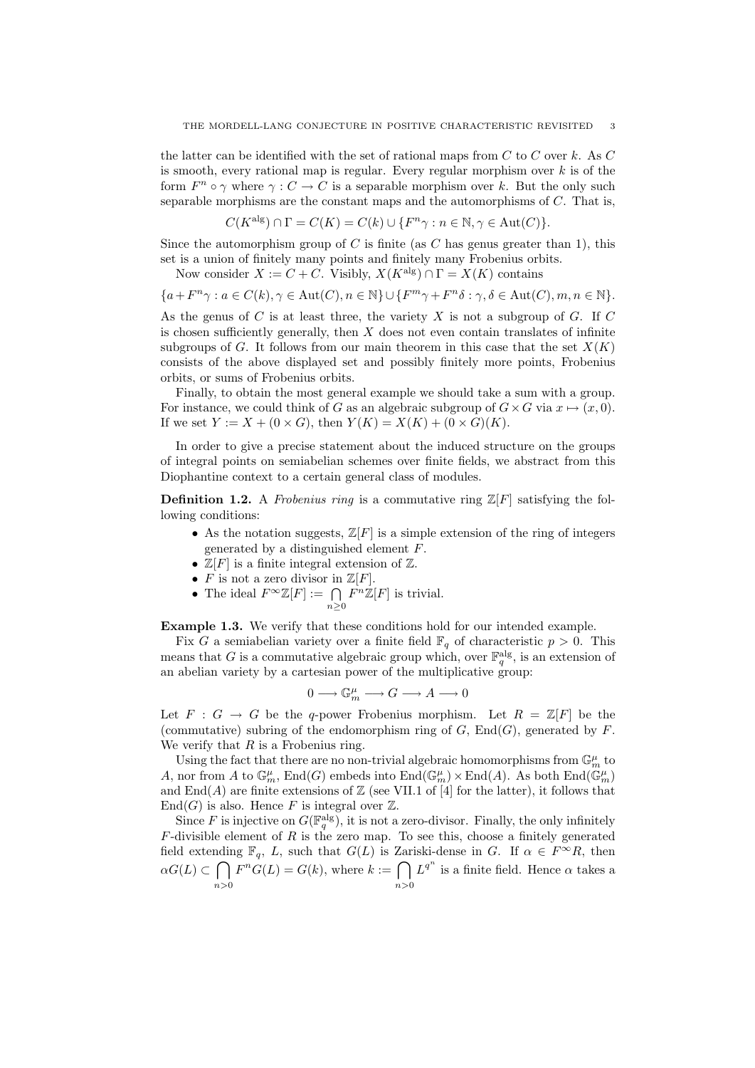the latter can be identified with the set of rational maps from $C$ to $C$ over $k$. As $C$ is smooth, every rational map is regular. Every regular morphism over $k$ is of the form $F^n \circ \gamma$ where $\gamma : C \to C$ is a separable morphism over $k$. But the only such separable morphisms are the constant maps and the automorphisms of $C$. That is,

$$C(K^{\text{alg}}) \cap \Gamma = C(K) = C(k) \cup \{F^n \gamma : n \in \mathbb{N}, \gamma \in \text{Aut}(C)\}.$$

Since the automorphism group of $C$ is finite (as $C$ has genus greater than 1), this set is a union of finitely many points and finitely many Frobenius orbits.

Now consider $X := C + C$. Visibly, $X(K^{\text{alg}}) \cap \Gamma = X(K)$ contains

$$\{a + F^n \gamma : a \in C(k), \gamma \in \text{Aut}(C), n \in \mathbb{N}\} \cup \{F^m \gamma + F^n \delta : \gamma, \delta \in \text{Aut}(C), m, n \in \mathbb{N}\}.$$

As the genus of $C$ is at least three, the variety $X$ is not a subgroup of $G$. If $C$ is chosen sufficiently generally, then $X$ does not even contain translates of infinite subgroups of $G$. It follows from our main theorem in this case that the set $X(K)$ consists of the above displayed set and possibly finitely more points, Frobenius orbits, or sums of Frobenius orbits.

Finally, to obtain the most general example we should take a sum with a group. For instance, we could think of $G$ as an algebraic subgroup of $G \times G$ via $x \mapsto (x, 0)$. If we set $Y := X + (0 \times G)$, then $Y(K) = X(K) + (0 \times G)(K)$.

In order to give a precise statement about the induced structure on the groups of integral points on semiabelian schemes over finite fields, we abstract from this Diophantine context to a certain general class of modules.

**Definition 1.2.** A *Frobenius ring* is a commutative ring $\mathbb{Z}[F]$ satisfying the following conditions:

- As the notation suggests, $\mathbb{Z}[F]$ is a simple extension of the ring of integers generated by a distinguished element $F$.
- $\mathbb{Z}[F]$ is a finite integral extension of $\mathbb{Z}$.
- $F$ is not a zero divisor in $\mathbb{Z}[F]$.
- The ideal $F^\infty \mathbb{Z}[F] := \bigcap_{n \geq 0} F^n \mathbb{Z}[F]$ is trivial.

**Example 1.3.** We verify that these conditions hold for our intended example.

Fix $G$ a semiabelian variety over a finite field $\mathbb{F}_q$ of characteristic $p > 0$. This means that $G$ is a commutative algebraic group which, over $\mathbb{F}_q^{\text{alg}}$, is an extension of an abelian variety by a cartesian power of the multiplicative group:

$$0 \longrightarrow \mathbb{G}_m^\mu \longrightarrow G \longrightarrow A \longrightarrow 0$$

Let $F : G \to G$ be the $q$-power Frobenius morphism. Let $R = \mathbb{Z}[F]$ be the (commutative) subring of the endomorphism ring of $G$, $\text{End}(G)$, generated by $F$. We verify that $R$ is a Frobenius ring.

Using the fact that there are no non-trivial algebraic homomorphisms from $\mathbb{G}_m^\mu$ to $A$, nor from $A$ to $\mathbb{G}_m^\mu$, $\text{End}(G)$ embeds into $\text{End}(\mathbb{G}_m^\mu) \times \text{End}(A)$. As both $\text{End}(\mathbb{G}_m^\mu)$ and $\text{End}(A)$ are finite extensions of $\mathbb{Z}$ (see VII.1 of [4] for the latter), it follows that $\text{End}(G)$ is also. Hence $F$ is integral over $\mathbb{Z}$.

Since $F$ is injective on $G(\mathbb{F}_q^{\text{alg}})$, it is not a zero-divisor. Finally, the only infinitely $F$-divisible element of $R$ is the zero map. To see this, choose a finitely generated field extending $\mathbb{F}_q$, $L$, such that $G(L)$ is Zariski-dense in $G$. If $\alpha \in F^\infty R$, then $\alpha G(L) \subset \bigcap_{n>0} F^n G(L) = G(k)$, where $k := \bigcap_{n>0} L^{q^n}$ is a finite field. Hence $\alpha$ takes a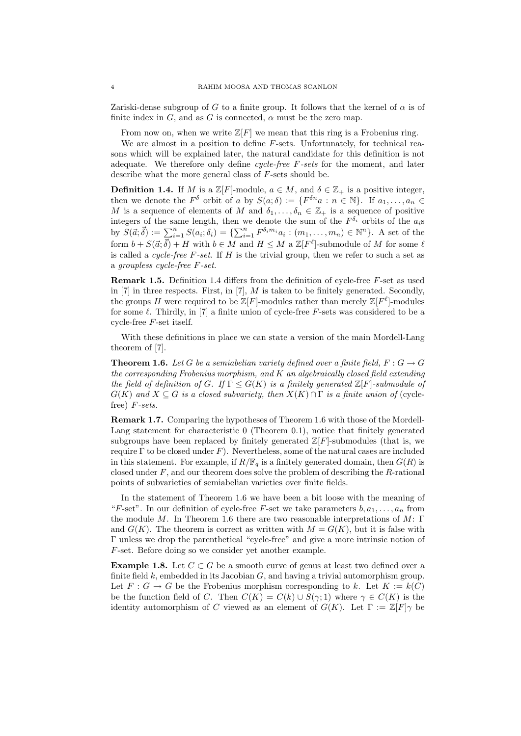Zariski-dense subgroup of $G$ to a finite group. It follows that the kernel of $\alpha$ is of finite index in $G$, and as $G$ is connected, $\alpha$ must be the zero map.

From now on, when we write $\mathbb{Z}[F]$ we mean that this ring is a Frobenius ring.

We are almost in a position to define $F$-sets. Unfortunately, for technical reasons which will be explained later, the natural candidate for this definition is not adequate. We therefore only define *cycle-free $F$-sets* for the moment, and later describe what the more general class of $F$-sets should be.

**Definition 1.4.** If $M$ is a $\mathbb{Z}[F]$-module, $a \in M$, and $\delta \in \mathbb{Z}_+$ is a positive integer, then we denote the $F^\delta$ orbit of $a$ by $S(a;\delta) := \{F^{\delta n} a : n \in \mathbb{N}\}$. If $a_1, \ldots, a_n \in M$ is a sequence of elements of $M$ and $\delta_1, \ldots, \delta_n \in \mathbb{Z}_+$ is a sequence of positive integers of the same length, then we denote the sum of the $F^{\delta_i}$ orbits of the $a_i$s by $S(\vec{a};\vec{\delta}) := \sum_{i=1}^n S(a_i;\delta_i) = \{\sum_{i=1}^n F^{\delta_i m_i} a_i : (m_1, \ldots, m_n) \in \mathbb{N}^n\}$. A set of the form $b + S(\vec{a};\vec{\delta}) + H$ with $b \in M$ and $H \leq M$ a $\mathbb{Z}[F^\ell]$-submodule of $M$ for some $\ell$ is called a *cycle-free $F$-set*. If $H$ is the trivial group, then we refer to such a set as a *groupless cycle-free $F$-set*.

**Remark 1.5.** Definition 1.4 differs from the definition of cycle-free $F$-set as used in [7] in three respects. First, in [7], $M$ is taken to be finitely generated. Secondly, the groups $H$ were required to be $\mathbb{Z}[F]$-modules rather than merely $\mathbb{Z}[F^\ell]$-modules for some $\ell$. Thirdly, in [7] a finite union of cycle-free $F$-sets was considered to be a cycle-free $F$-set itself.

With these definitions in place we can state a version of the main Mordell-Lang theorem of [7].

**Theorem 1.6.** *Let $G$ be a semiabelian variety defined over a finite field, $F : G \to G$ the corresponding Frobenius morphism, and $K$ an algebraically closed field extending the field of definition of $G$. If $\Gamma \leq G(K)$ is a finitely generated $\mathbb{Z}[F]$-submodule of $G(K)$ and $X \subseteq G$ is a closed subvariety, then $X(K) \cap \Gamma$ is a finite union of* (cycle-free) *$F$-sets.*

**Remark 1.7.** Comparing the hypotheses of Theorem 1.6 with those of the Mordell-Lang statement for characteristic 0 (Theorem 0.1), notice that finitely generated subgroups have been replaced by finitely generated $\mathbb{Z}[F]$-submodules (that is, we require $\Gamma$ to be closed under $F$). Nevertheless, some of the natural cases are included in this statement. For example, if $R/\mathbb{F}_q$ is a finitely generated domain, then $G(R)$ is closed under $F$, and our theorem does solve the problem of describing the $R$-rational points of subvarieties of semiabelian varieties over finite fields.

In the statement of Theorem 1.6 we have been a bit loose with the meaning of "$F$-set". In our definition of cycle-free $F$-set we take parameters $b, a_1, \ldots, a_n$ from the module $M$. In Theorem 1.6 there are two reasonable interpretations of $M$: $\Gamma$ and $G(K)$. The theorem is correct as written with $M = G(K)$, but it is false with $\Gamma$ unless we drop the parenthetical "cycle-free" and give a more intrinsic notion of $F$-set. Before doing so we consider yet another example.

**Example 1.8.** Let $C \subset G$ be a smooth curve of genus at least two defined over a finite field $k$, embedded in its Jacobian $G$, and having a trivial automorphism group. Let $F : G \to G$ be the Frobenius morphism corresponding to $k$. Let $K := k(C)$ be the function field of $C$. Then $C(K) = C(k) \cup S(\gamma; 1)$ where $\gamma \in C(K)$ is the identity automorphism of $C$ viewed as an element of $G(K)$. Let $\Gamma := \mathbb{Z}[F]\gamma$ be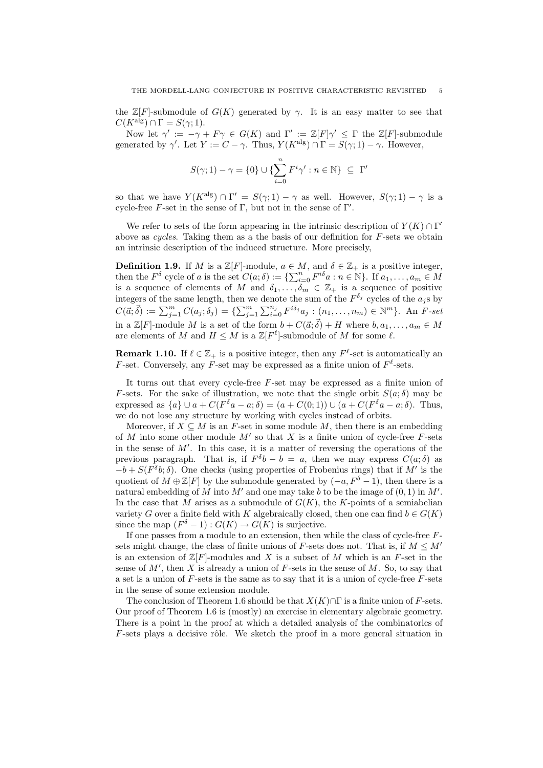the $\mathbb{Z}[F]$-submodule of $G(K)$ generated by $\gamma$. It is an easy matter to see that $C(K^{\mathrm{alg}}) \cap \Gamma = S(\gamma; 1)$.

Now let $\gamma' := -\gamma + F\gamma \in G(K)$ and $\Gamma' := \mathbb{Z}[F]\gamma' \leq \Gamma$ the $\mathbb{Z}[F]$-submodule generated by $\gamma'$. Let $Y := C - \gamma$. Thus, $Y(K^{\mathrm{alg}}) \cap \Gamma = S(\gamma; 1) - \gamma$. However,

$$S(\gamma; 1) - \gamma = \{0\} \cup \{\sum_{i=0}^{n} F^i \gamma' : n \in \mathbb{N}\} \subseteq \Gamma'$$

so that we have $Y(K^{\mathrm{alg}}) \cap \Gamma' = S(\gamma; 1) - \gamma$ as well. However, $S(\gamma; 1) - \gamma$ is a cycle-free $F$-set in the sense of $\Gamma$, but not in the sense of $\Gamma'$.

We refer to sets of the form appearing in the intrinsic description of $Y(K) \cap \Gamma'$ above as *cycles*. Taking them as a the basis of our definition for $F$-sets we obtain an intrinsic description of the induced structure. More precisely,

**Definition 1.9.** If $M$ is a $\mathbb{Z}[F]$-module, $a \in M$, and $\delta \in \mathbb{Z}_+$ is a positive integer, then the $F^\delta$ cycle of $a$ is the set $C(a; \delta) := \{\sum_{i=0}^{n} F^{i\delta} a : n \in \mathbb{N}\}$. If $a_1, \ldots, a_m \in M$ is a sequence of elements of $M$ and $\delta_1, \ldots, \delta_m \in \mathbb{Z}_+$ is a sequence of positive integers of the same length, then we denote the sum of the $F^{\delta_j}$ cycles of the $a_j$s by $C(\vec{a}; \vec{\delta}) := \sum_{j=1}^{m} C(a_j; \delta_j) = \{\sum_{j=1}^{m} \sum_{i=0}^{n_j} F^{i\delta_j} a_j : (n_1, \ldots, n_m) \in \mathbb{N}^m\}$. An *$F$-set* in a $\mathbb{Z}[F]$-module $M$ is a set of the form $b + C(\vec{a}; \vec{\delta}) + H$ where $b, a_1, \ldots, a_m \in M$ are elements of $M$ and $H \leq M$ is a $\mathbb{Z}[F^\ell]$-submodule of $M$ for some $\ell$.

**Remark 1.10.** If $\ell \in \mathbb{Z}_+$ is a positive integer, then any $F^\ell$-set is automatically an $F$-set. Conversely, any $F$-set may be expressed as a finite union of $F^\ell$-sets.

It turns out that every cycle-free $F$-set may be expressed as a finite union of $F$-sets. For the sake of illustration, we note that the single orbit $S(a; \delta)$ may be expressed as $\{a\} \cup a + C(F^\delta a - a; \delta) = (a + C(0; 1)) \cup (a + C(F^\delta a - a; \delta)$. Thus, we do not lose any structure by working with cycles instead of orbits.

Moreover, if $X \subseteq M$ is an $F$-set in some module $M$, then there is an embedding of $M$ into some other module $M'$ so that $X$ is a finite union of cycle-free $F$-sets in the sense of $M'$. In this case, it is a matter of reversing the operations of the previous paragraph. That is, if $F^\delta b - b = a$, then we may express $C(a; \delta)$ as $-b + S(F^\delta b; \delta)$. One checks (using properties of Frobenius rings) that if $M'$ is the quotient of $M \oplus \mathbb{Z}[F]$ by the submodule generated by $(-a, F^\delta - 1)$, then there is a natural embedding of $M$ into $M'$ and one may take $b$ to be the image of $(0, 1)$ in $M'$. In the case that $M$ arises as a submodule of $G(K)$, the $K$-points of a semiabelian variety $G$ over a finite field with $K$ algebraically closed, then one can find $b \in G(K)$ since the map $(F^\delta - 1) : G(K) \to G(K)$ is surjective.

If one passes from a module to an extension, then while the class of cycle-free $F$-sets might change, the class of finite unions of $F$-sets does not. That is, if $M \leq M'$ is an extension of $\mathbb{Z}[F]$-modules and $X$ is a subset of $M$ which is an $F$-set in the sense of $M'$, then $X$ is already a union of $F$-sets in the sense of $M$. So, to say that a set is a union of $F$-sets is the same as to say that it is a union of cycle-free $F$-sets in the sense of some extension module.

The conclusion of Theorem 1.6 should be that $X(K) \cap \Gamma$ is a finite union of $F$-sets. Our proof of Theorem 1.6 is (mostly) an exercise in elementary algebraic geometry. There is a point in the proof at which a detailed analysis of the combinatorics of $F$-sets plays a decisive rôle. We sketch the proof in a more general situation in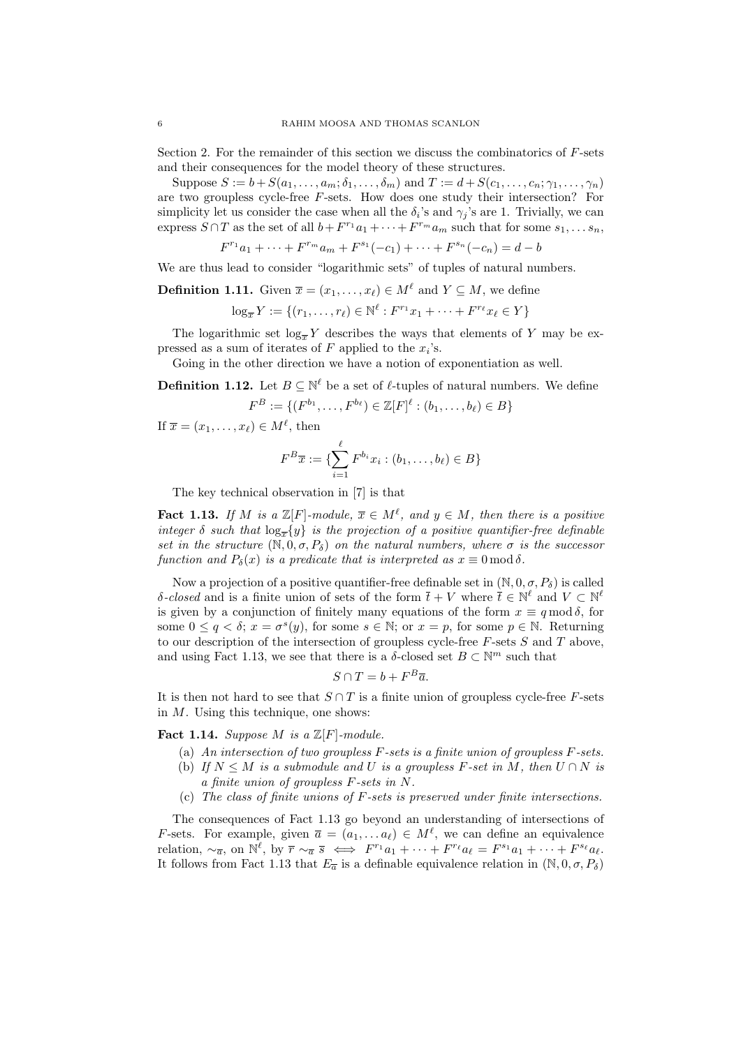Section 2. For the remainder of this section we discuss the combinatorics of $F$-sets and their consequences for the model theory of these structures.

Suppose $S := b + S(a_1, \ldots, a_m; \delta_1, \ldots, \delta_m)$ and $T := d + S(c_1, \ldots, c_n; \gamma_1, \ldots, \gamma_n)$ are two groupless cycle-free $F$-sets. How does one study their intersection? For simplicity let us consider the case when all the $\delta_i$'s and $\gamma_j$'s are 1. Trivially, we can express $S \cap T$ as the set of all $b + F^{r_1}a_1 + \cdots + F^{r_m}a_m$ such that for some $s_1, \ldots s_n$,

$$F^{r_1}a_1 + \cdots + F^{r_m}a_m + F^{s_1}(-c_1) + \cdots + F^{s_n}(-c_n) = d - b$$

We are thus lead to consider "logarithmic sets" of tuples of natural numbers.

**Definition 1.11.** Given $\overline{x} = (x_1, \ldots, x_\ell) \in M^\ell$ and $Y \subseteq M$, we define

$$\log_{\overline{x}} Y := \{(r_1, \ldots, r_\ell) \in \mathbb{N}^\ell : F^{r_1}x_1 + \cdots + F^{r_\ell}x_\ell \in Y\}$$

The logarithmic set $\log_{\overline{x}} Y$ describes the ways that elements of $Y$ may be expressed as a sum of iterates of $F$ applied to the $x_i$'s.

Going in the other direction we have a notion of exponentiation as well.

**Definition 1.12.** Let $B \subseteq \mathbb{N}^\ell$ be a set of $\ell$-tuples of natural numbers. We define

$$F^B := \{(F^{b_1}, \ldots, F^{b_\ell}) \in \mathbb{Z}[F]^\ell : (b_1, \ldots, b_\ell) \in B\}$$

If $\overline{x} = (x_1, \ldots, x_\ell) \in M^\ell$, then

$$F^B\overline{x} := \{\sum_{i=1}^{\ell} F^{b_i}x_i : (b_1, \ldots, b_\ell) \in B\}$$

The key technical observation in [7] is that

**Fact 1.13.** *If $M$ is a $\mathbb{Z}[F]$-module, $\overline{x} \in M^\ell$, and $y \in M$, then there is a positive integer $\delta$ such that $\log_{\overline{x}}\{y\}$ is the projection of a positive quantifier-free definable set in the structure $(\mathbb{N}, 0, \sigma, P_\delta)$ on the natural numbers, where $\sigma$ is the successor function and $P_\delta(x)$ is a predicate that is interpreted as $x \equiv 0 \bmod \delta$.*

Now a projection of a positive quantifier-free definable set in $(\mathbb{N}, 0, \sigma, P_\delta)$ is called *$\delta$-closed* and is a finite union of sets of the form $\overline{t} + V$ where $\overline{t} \in \mathbb{N}^\ell$ and $V \subset \mathbb{N}^\ell$ is given by a conjunction of finitely many equations of the form $x \equiv q \bmod \delta$, for some $0 \leq q < \delta$; $x = \sigma^s(y)$, for some $s \in \mathbb{N}$; or $x = p$, for some $p \in \mathbb{N}$. Returning to our description of the intersection of groupless cycle-free $F$-sets $S$ and $T$ above, and using Fact 1.13, we see that there is a $\delta$-closed set $B \subset \mathbb{N}^m$ such that

$$S \cap T = b + F^B\overline{a}.$$

It is then not hard to see that $S \cap T$ is a finite union of groupless cycle-free $F$-sets in $M$. Using this technique, one shows:

**Fact 1.14.** *Suppose $M$ is a $\mathbb{Z}[F]$-module.*

- (a) *An intersection of two groupless $F$-sets is a finite union of groupless $F$-sets.*
- (b) *If $N \leq M$ is a submodule and $U$ is a groupless $F$-set in $M$, then $U \cap N$ is a finite union of groupless $F$-sets in $N$.*
- (c) *The class of finite unions of $F$-sets is preserved under finite intersections.*

The consequences of Fact 1.13 go beyond an understanding of intersections of $F$-sets. For example, given $\overline{a} = (a_1, \ldots a_\ell) \in M^\ell$, we can define an equivalence relation, $\sim_{\overline{a}}$, on $\mathbb{N}^\ell$, by $\overline{r} \sim_{\overline{a}} \overline{s} \iff F^{r_1}a_1 + \cdots + F^{r_\ell}a_\ell = F^{s_1}a_1 + \cdots + F^{s_\ell}a_\ell$. It follows from Fact 1.13 that $E_{\overline{a}}$ is a definable equivalence relation in $(\mathbb{N}, 0, \sigma, P_\delta)$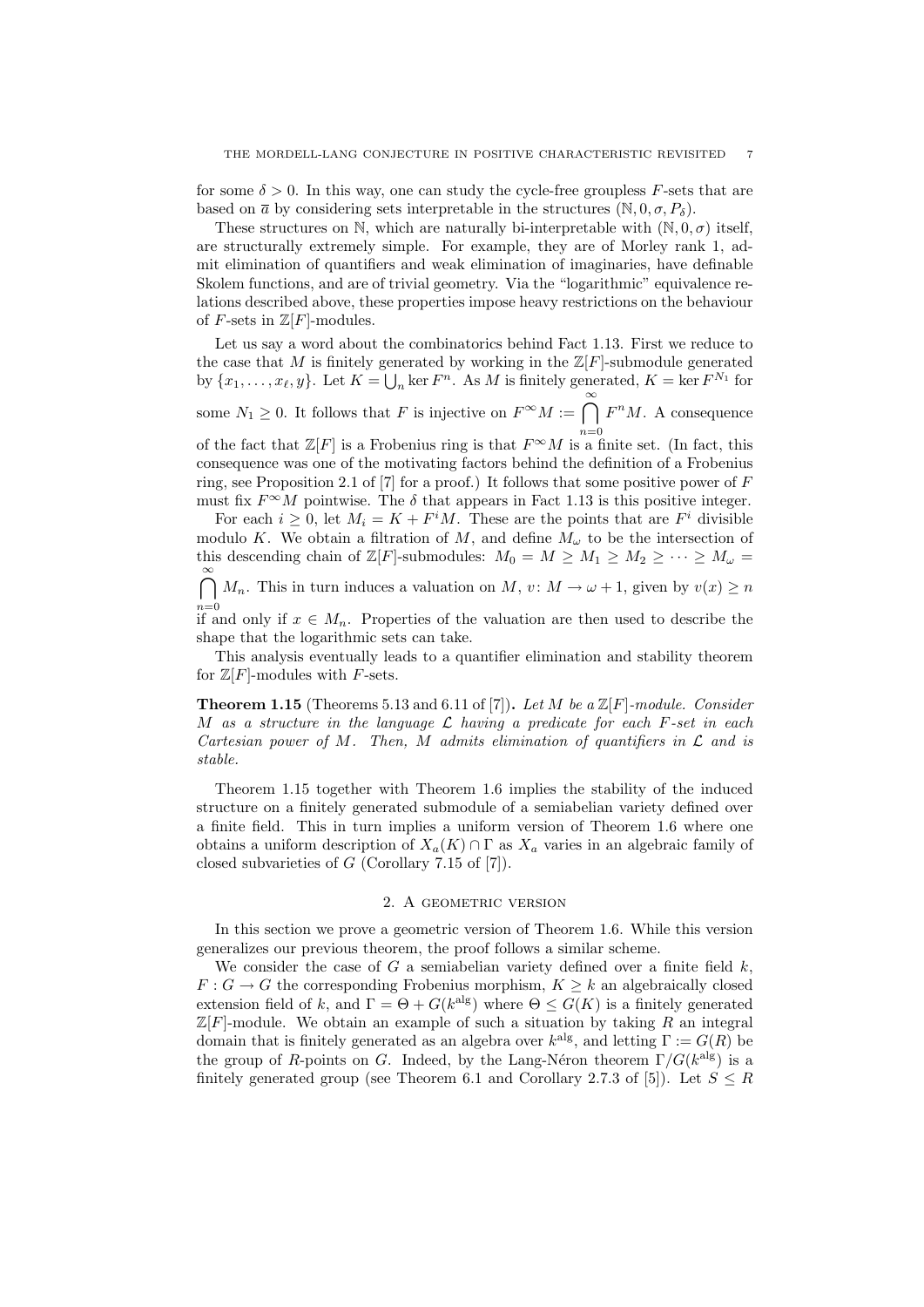for some $\delta > 0$. In this way, one can study the cycle-free groupless $F$-sets that are based on $\overline{a}$ by considering sets interpretable in the structures $(\mathbb{N}, 0, \sigma, P_\delta)$.

These structures on $\mathbb{N}$, which are naturally bi-interpretable with $(\mathbb{N}, 0, \sigma)$ itself, are structurally extremely simple. For example, they are of Morley rank 1, admit elimination of quantifiers and weak elimination of imaginaries, have definable Skolem functions, and are of trivial geometry. Via the "logarithmic" equivalence relations described above, these properties impose heavy restrictions on the behaviour of $F$-sets in $\mathbb{Z}[F]$-modules.

Let us say a word about the combinatorics behind Fact 1.13. First we reduce to the case that $M$ is finitely generated by working in the $\mathbb{Z}[F]$-submodule generated by $\{x_1, \ldots, x_\ell, y\}$. Let $K = \bigcup_n \ker F^n$. As $M$ is finitely generated, $K = \ker F^{N_1}$ for some $N_1 \geq 0$. It follows that $F$ is injective on $F^\infty M := \bigcap_{n=0}^{\infty} F^n M$. A consequence of the fact that $\mathbb{Z}[F]$ is a Frobenius ring is that $F^\infty M$ is a finite set. (In fact, this consequence was one of the motivating factors behind the definition of a Frobenius ring, see Proposition 2.1 of [7] for a proof.) It follows that some positive power of $F$ must fix $F^\infty M$ pointwise. The $\delta$ that appears in Fact 1.13 is this positive integer.

For each $i \geq 0$, let $M_i = K + F^i M$. These are the points that are $F^i$ divisible modulo $K$. We obtain a filtration of $M$, and define $M_\omega$ to be the intersection of this descending chain of $\mathbb{Z}[F]$-submodules: $M_0 = M \geq M_1 \geq M_2 \geq \cdots \geq M_\omega = \bigcap_{n=0}^{\infty} M_n$. This in turn induces a valuation on $M$, $v \colon M \to \omega + 1$, given by $v(x) \geq n$ if and only if $x \in M_n$. Properties of the valuation are then used to describe the shape that the logarithmic sets can take.

This analysis eventually leads to a quantifier elimination and stability theorem for $\mathbb{Z}[F]$-modules with $F$-sets.

**Theorem 1.15** (Theorems 5.13 and 6.11 of [7])**.** *Let $M$ be a $\mathbb{Z}[F]$-module. Consider $M$ as a structure in the language $\mathcal{L}$ having a predicate for each $F$-set in each Cartesian power of $M$. Then, $M$ admits elimination of quantifiers in $\mathcal{L}$ and is stable.*

Theorem 1.15 together with Theorem 1.6 implies the stability of the induced structure on a finitely generated submodule of a semiabelian variety defined over a finite field. This in turn implies a uniform version of Theorem 1.6 where one obtains a uniform description of $X_a(K) \cap \Gamma$ as $X_a$ varies in an algebraic family of closed subvarieties of $G$ (Corollary 7.15 of [7]).

## 2. A geometric version

In this section we prove a geometric version of Theorem 1.6. While this version generalizes our previous theorem, the proof follows a similar scheme.

We consider the case of $G$ a semiabelian variety defined over a finite field $k$, $F : G \to G$ the corresponding Frobenius morphism, $K \geq k$ an algebraically closed extension field of $k$, and $\Gamma = \Theta + G(k^{\mathrm{alg}})$ where $\Theta \leq G(K)$ is a finitely generated $\mathbb{Z}[F]$-module. We obtain an example of such a situation by taking $R$ an integral domain that is finitely generated as an algebra over $k^{\mathrm{alg}}$, and letting $\Gamma := G(R)$ be the group of $R$-points on $G$. Indeed, by the Lang-Néron theorem $\Gamma/G(k^{\mathrm{alg}})$ is a finitely generated group (see Theorem 6.1 and Corollary 2.7.3 of [5]). Let $S \leq R$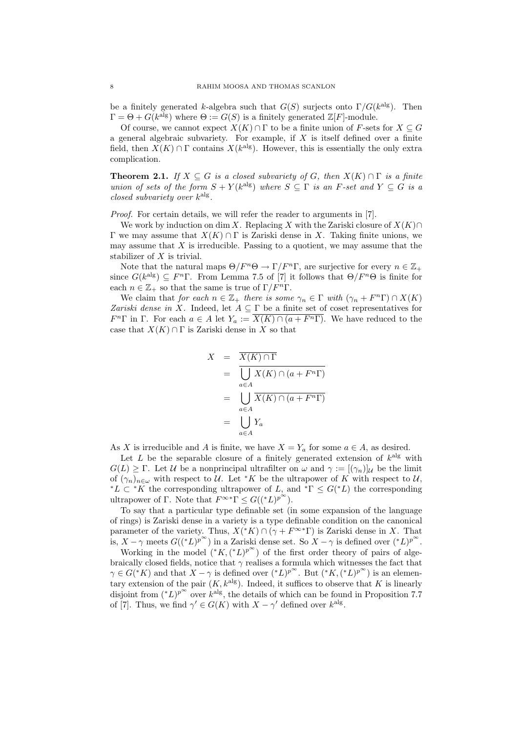be a finitely generated $k$-algebra such that $G(S)$ surjects onto $\Gamma/G(k^{\text{alg}})$. Then $\Gamma = \Theta + G(k^{\text{alg}})$ where $\Theta := G(S)$ is a finitely generated $\mathbb{Z}[F]$-module.

Of course, we cannot expect $X(K) \cap \Gamma$ to be a finite union of $F$-sets for $X \subseteq G$ a general algebraic subvariety. For example, if $X$ is itself defined over a finite field, then $X(K) \cap \Gamma$ contains $X(k^{\text{alg}})$. However, this is essentially the only extra complication.

**Theorem 2.1.** *If $X \subseteq G$ is a closed subvariety of $G$, then $X(K) \cap \Gamma$ is a finite union of sets of the form $S + Y(k^{\text{alg}})$ where $S \subseteq \Gamma$ is an $F$-set and $Y \subseteq G$ is a closed subvariety over $k^{\text{alg}}$.*

*Proof.* For certain details, we will refer the reader to arguments in [7].

We work by induction on $\dim X$. Replacing $X$ with the Zariski closure of $X(K) \cap \Gamma$ we may assume that $X(K) \cap \Gamma$ is Zariski dense in $X$. Taking finite unions, we may assume that $X$ is irreducible. Passing to a quotient, we may assume that the stabilizer of $X$ is trivial.

Note that the natural maps $\Theta/F^n\Theta \to \Gamma/F^n\Gamma$, are surjective for every $n \in \mathbb{Z}_+$ since $G(k^{\text{alg}}) \subseteq F^n\Gamma$. From Lemma 7.5 of [7] it follows that $\Theta/F^n\Theta$ is finite for each $n \in \mathbb{Z}_+$ so that the same is true of $\Gamma/F^n\Gamma$.

We claim that *for each $n \in \mathbb{Z}_+$ there is some $\gamma_n \in \Gamma$ with $(\gamma_n + F^n\Gamma) \cap X(K)$ Zariski dense in $X$.* Indeed, let $A \subseteq \Gamma$ be a finite set of coset representatives for $F^n\Gamma$ in $\Gamma$. For each $a \in A$ let $Y_a := \overline{X(K) \cap (a + F^n\Gamma)}$. We have reduced to the case that $X(K) \cap \Gamma$ is Zariski dense in $X$ so that

$$
\begin{aligned}
X &= \overline{X(K) \cap \Gamma} \\
&= \overline{\bigcup_{a \in A} X(K) \cap (a + F^n\Gamma)} \\
&= \bigcup_{a \in A} \overline{X(K) \cap (a + F^n\Gamma)} \\
&= \bigcup_{a \in A} Y_a
\end{aligned}
$$

As $X$ is irreducible and $A$ is finite, we have $X = Y_a$ for some $a \in A$, as desired.

Let $L$ be the separable closure of a finitely generated extension of $k^{\text{alg}}$ with $G(L) \geq \Gamma$. Let $\mathcal{U}$ be a nonprincipal ultrafilter on $\omega$ and $\gamma := [(\gamma_n)]_{\mathcal{U}}$ be the limit of $(\gamma_n)_{n \in \omega}$ with respect to $\mathcal{U}$. Let ${}^*K$ be the ultrapower of $K$ with respect to $\mathcal{U}$, ${}^*L \subset {}^*K$ the corresponding ultrapower of $L$, and ${}^*\Gamma \leq G({}^*L)$ the corresponding ultrapower of $\Gamma$. Note that $F^\infty {}^*\Gamma \leq G(({}^*L)^{p^\infty})$.

To say that a particular type definable set (in some expansion of the language of rings) is Zariski dense in a variety is a type definable condition on the canonical parameter of the variety. Thus, $X({}^*K) \cap (\gamma + F^\infty {}^*\Gamma)$ is Zariski dense in $X$. That is, $X - \gamma$ meets $G(({}^*L)^{p^\infty})$ in a Zariski dense set. So $X - \gamma$ is defined over $({}^*L)^{p^\infty}$.

Working in the model $({}^*K, ({}^*L)^{p^\infty})$ of the first order theory of pairs of algebraically closed fields, notice that $\gamma$ realises a formula which witnesses the fact that $\gamma \in G({}^*K)$ and that $X - \gamma$ is defined over $({}^*L)^{p^\infty}$. But $({}^*K, ({}^*L)^{p^\infty})$ is an elementary extension of the pair $(K, k^{\text{alg}})$. Indeed, it suffices to observe that $K$ is linearly disjoint from $({}^*L)^{p^\infty}$ over $k^{\text{alg}}$, the details of which can be found in Proposition 7.7 of [7]. Thus, we find $\gamma' \in G(K)$ with $X - \gamma'$ defined over $k^{\text{alg}}$.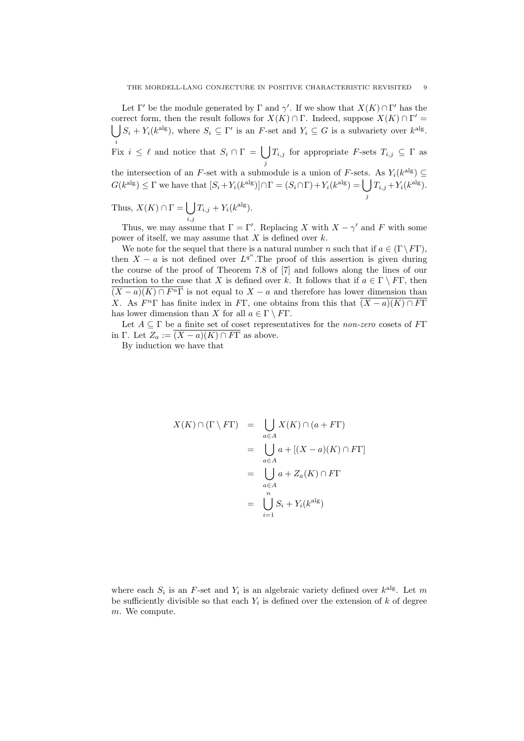Let $\Gamma'$ be the module generated by $\Gamma$ and $\gamma'$. If we show that $X(K) \cap \Gamma'$ has the correct form, then the result follows for $X(K) \cap \Gamma$. Indeed, suppose $X(K) \cap \Gamma' = \bigcup_i S_i + Y_i(k^{\text{alg}})$, where $S_i \subseteq \Gamma'$ is an $F$-set and $Y_i \subseteq G$ is a subvariety over $k^{\text{alg}}$. Fix $i \leq \ell$ and notice that $S_i \cap \Gamma = \bigcup_j T_{i,j}$ for appropriate $F$-sets $T_{i,j} \subseteq \Gamma$ as the intersection of an $F$-set with a submodule is a union of $F$-sets. As $Y_i(k^{\text{alg}}) \subseteq G(k^{\text{alg}}) \leq \Gamma$ we have that $[S_i + Y_i(k^{\text{alg}})] \cap \Gamma = (S_i \cap \Gamma) + Y_i(k^{\text{alg}}) = \bigcup_j T_{i,j} + Y_i(k^{\text{alg}})$. Thus, $X(K) \cap \Gamma = \bigcup_{i,j} T_{i,j} + Y_i(k^{\text{alg}})$.

Thus, we may assume that $\Gamma = \Gamma'$. Replacing $X$ with $X - \gamma'$ and $F$ with some power of itself, we may assume that $X$ is defined over $k$.

We note for the sequel that there is a natural number $n$ such that if $a \in (\Gamma \setminus F\Gamma)$, then $X - a$ is not defined over $L^{q^n}$. The proof of this assertion is given during the course of the proof of Theorem 7.8 of [7] and follows along the lines of our reduction to the case that $X$ is defined over $k$. It follows that if $a \in \Gamma \setminus F\Gamma$, then $\overline{(X-a)(K) \cap F^n\Gamma}$ is not equal to $X - a$ and therefore has lower dimension than $X$. As $F^n\Gamma$ has finite index in $F\Gamma$, one obtains from this that $\overline{(X-a)(K) \cap F\Gamma}$ has lower dimension than $X$ for all $a \in \Gamma \setminus F\Gamma$.

Let $A \subseteq \Gamma$ be a finite set of coset representatives for the *non-zero* cosets of $F\Gamma$ in $\Gamma$. Let $Z_a := \overline{(X-a)(K) \cap F\Gamma}$ as above.

By induction we have that

$$
\begin{aligned}
X(K) \cap (\Gamma \setminus F\Gamma) &= \bigcup_{a \in A} X(K) \cap (a + F\Gamma) \\
&= \bigcup_{a \in A} a + [(X-a)(K) \cap F\Gamma] \\
&= \bigcup_{a \in A} a + Z_a(K) \cap F\Gamma \\
&= \bigcup_{i=1}^{n} S_i + Y_i(k^{\text{alg}})
\end{aligned}
$$

where each $S_i$ is an $F$-set and $Y_i$ is an algebraic variety defined over $k^{\text{alg}}$. Let $m$ be sufficiently divisible so that each $Y_i$ is defined over the extension of $k$ of degree $m$. We compute.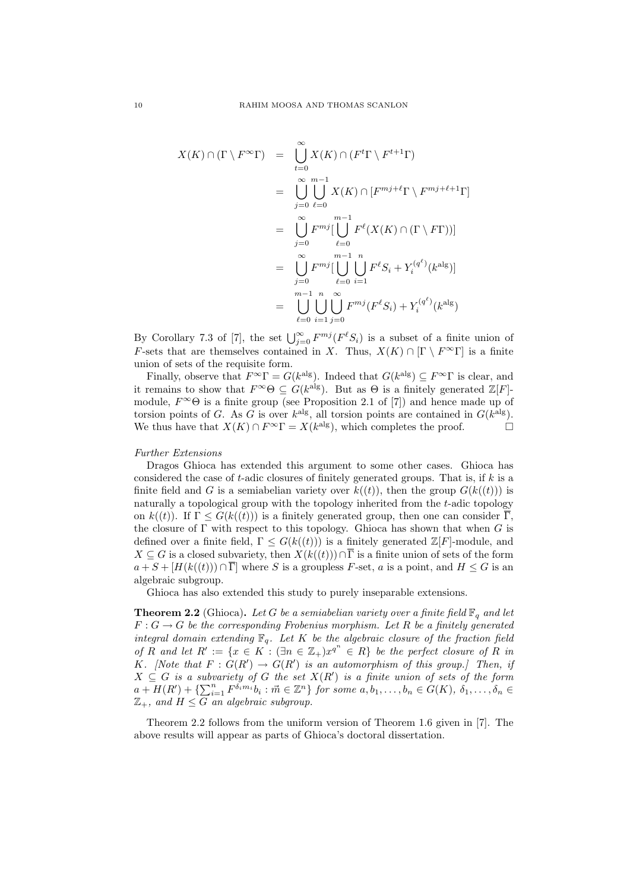$$
\begin{aligned}
X(K) \cap (\Gamma \setminus F^{\infty}\Gamma) &= \bigcup_{t=0}^{\infty} X(K) \cap (F^t\Gamma \setminus F^{t+1}\Gamma) \\
&= \bigcup_{j=0}^{\infty} \bigcup_{\ell=0}^{m-1} X(K) \cap [F^{mj+\ell}\Gamma \setminus F^{mj+\ell+1}\Gamma] \\
&= \bigcup_{j=0}^{\infty} F^{mj}[\bigcup_{\ell=0}^{m-1} F^{\ell}(X(K) \cap (\Gamma \setminus F\Gamma))] \\
&= \bigcup_{j=0}^{\infty} F^{mj}[\bigcup_{\ell=0}^{m-1} \bigcup_{i=1}^{n} F^{\ell}S_i + Y_i^{(q^{\ell})}(k^{\mathrm{alg}})] \\
&= \bigcup_{\ell=0}^{m-1} \bigcup_{i=1}^{n} \bigcup_{j=0}^{\infty} F^{mj}(F^{\ell}S_i) + Y_i^{(q^{\ell})}(k^{\mathrm{alg}})
\end{aligned}
$$

By Corollary 7.3 of [7], the set $\bigcup_{j=0}^{\infty} F^{mj}(F^{\ell}S_i)$ is a subset of a finite union of $F$-sets that are themselves contained in $X$. Thus, $X(K) \cap [\Gamma \setminus F^{\infty}\Gamma]$ is a finite union of sets of the requisite form.

Finally, observe that $F^{\infty}\Gamma = G(k^{\mathrm{alg}})$. Indeed that $G(k^{\mathrm{alg}}) \subseteq F^{\infty}\Gamma$ is clear, and it remains to show that $F^{\infty}\Theta \subseteq G(k^{\mathrm{alg}})$. But as $\Theta$ is a finitely generated $\mathbb{Z}[F]$-module, $F^{\infty}\Theta$ is a finite group (see Proposition 2.1 of [7]) and hence made up of torsion points of $G$. As $G$ is over $k^{\mathrm{alg}}$, all torsion points are contained in $G(k^{\mathrm{alg}})$. We thus have that $X(K) \cap F^{\infty}\Gamma = X(k^{\mathrm{alg}})$, which completes the proof. □

*Further Extensions*

Dragos Ghioca has extended this argument to some other cases. Ghioca has considered the case of $t$-adic closures of finitely generated groups. That is, if $k$ is a finite field and $G$ is a semiabelian variety over $k((t))$, then the group $G(k((t)))$ is naturally a topological group with the topology inherited from the $t$-adic topology on $k((t))$. If $\Gamma \leq G(k((t)))$ is a finitely generated group, then one can consider $\overline{\Gamma}$, the closure of $\Gamma$ with respect to this topology. Ghioca has shown that when $G$ is defined over a finite field, $\Gamma \leq G(k((t)))$ is a finitely generated $\mathbb{Z}[F]$-module, and $X \subseteq G$ is a closed subvariety, then $X(k((t))) \cap \overline{\Gamma}$ is a finite union of sets of the form $a + S + [H(k((t))) \cap \overline{\Gamma}]$ where $S$ is a groupless $F$-set, $a$ is a point, and $H \leq G$ is an algebraic subgroup.

Ghioca has also extended this study to purely inseparable extensions.

**Theorem 2.2** (Ghioca). *Let $G$ be a semiabelian variety over a finite field $\mathbb{F}_q$ and let $F : G \to G$ be the corresponding Frobenius morphism. Let $R$ be a finitely generated integral domain extending $\mathbb{F}_q$. Let $K$ be the algebraic closure of the fraction field of $R$ and let $R' := \{x \in K : (\exists n \in \mathbb{Z}_+) x^{q^n} \in R\}$ be the perfect closure of $R$ in $K$. [Note that $F : G(R') \to G(R')$ is an automorphism of this group.] Then, if $X \subseteq G$ is a subvariety of $G$ the set $X(R')$ is a finite union of sets of the form $a + H(R') + \{\sum_{i=1}^{n} F^{\delta_i m_i} b_i : \vec{m} \in \mathbb{Z}^n\}$ for some $a, b_1, \ldots, b_n \in G(K)$, $\delta_1, \ldots, \delta_n \in \mathbb{Z}_+$, and $H \leq G$ an algebraic subgroup.*

Theorem 2.2 follows from the uniform version of Theorem 1.6 given in [7]. The above results will appear as parts of Ghioca's doctoral dissertation.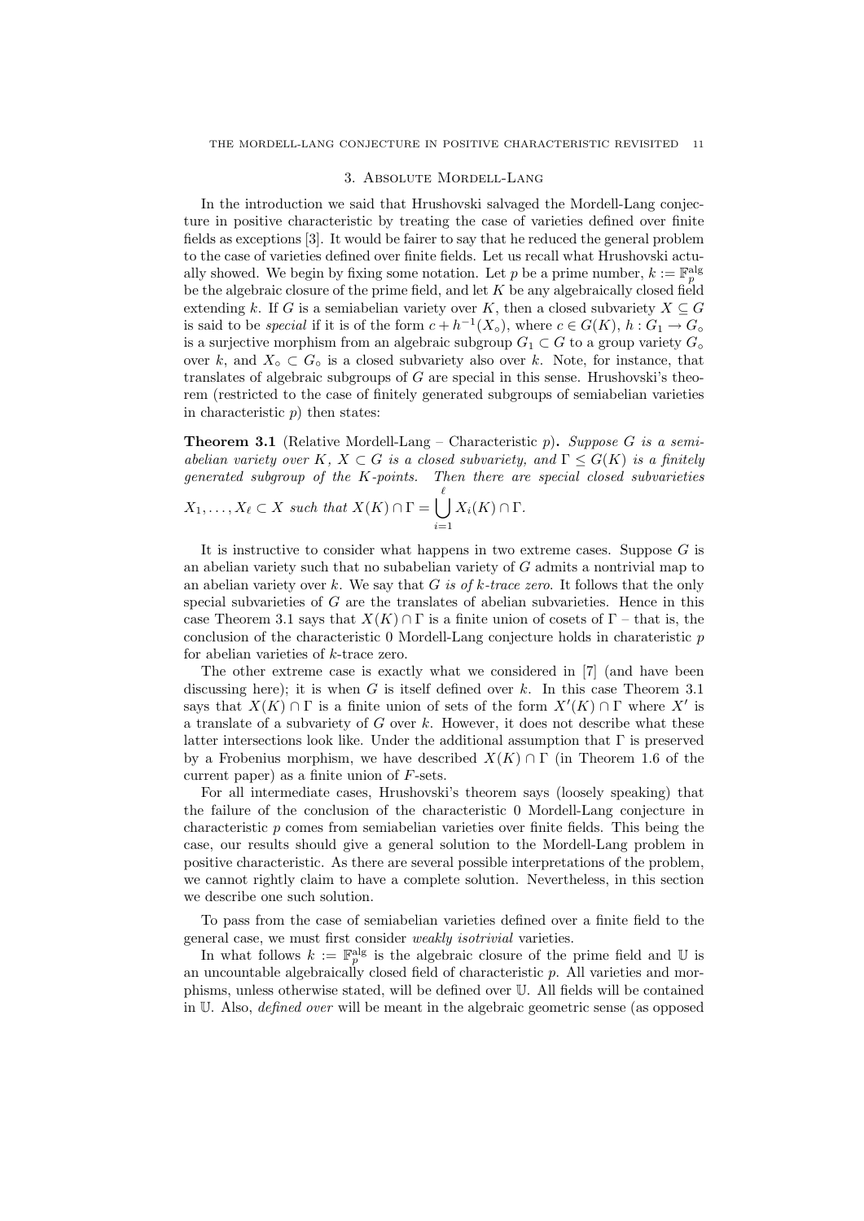## 3. Absolute Mordell-Lang

In the introduction we said that Hrushovski salvaged the Mordell-Lang conjecture in positive characteristic by treating the case of varieties defined over finite fields as exceptions [3]. It would be fairer to say that he reduced the general problem to the case of varieties defined over finite fields. Let us recall what Hrushovski actually showed. We begin by fixing some notation. Let $p$ be a prime number, $k := \mathbb{F}_p^{\mathrm{alg}}$ be the algebraic closure of the prime field, and let $K$ be any algebraically closed field extending $k$. If $G$ is a semiabelian variety over $K$, then a closed subvariety $X \subseteq G$ is said to be *special* if it is of the form $c + h^{-1}(X_\circ)$, where $c \in G(K)$, $h : G_1 \to G_\circ$ is a surjective morphism from an algebraic subgroup $G_1 \subset G$ to a group variety $G_\circ$ over $k$, and $X_\circ \subset G_\circ$ is a closed subvariety also over $k$. Note, for instance, that translates of algebraic subgroups of $G$ are special in this sense. Hrushovski's theorem (restricted to the case of finitely generated subgroups of semiabelian varieties in characteristic $p$) then states:

**Theorem 3.1** (Relative Mordell-Lang – Characteristic $p$)**.** *Suppose $G$ is a semiabelian variety over $K$, $X \subset G$ is a closed subvariety, and $\Gamma \leq G(K)$ is a finitely generated subgroup of the $K$-points. Then there are special closed subvarieties $X_1, \ldots, X_\ell \subset X$ such that $X(K) \cap \Gamma = \bigcup_{i=1}^{\ell} X_i(K) \cap \Gamma$.*

It is instructive to consider what happens in two extreme cases. Suppose $G$ is an abelian variety such that no subabelian variety of $G$ admits a nontrivial map to an abelian variety over $k$. We say that $G$ *is of $k$-trace zero*. It follows that the only special subvarieties of $G$ are the translates of abelian subvarieties. Hence in this case Theorem 3.1 says that $X(K) \cap \Gamma$ is a finite union of cosets of $\Gamma$ – that is, the conclusion of the characteristic 0 Mordell-Lang conjecture holds in charateristic $p$ for abelian varieties of $k$-trace zero.

The other extreme case is exactly what we considered in [7] (and have been discussing here); it is when $G$ is itself defined over $k$. In this case Theorem 3.1 says that $X(K) \cap \Gamma$ is a finite union of sets of the form $X'(K) \cap \Gamma$ where $X'$ is a translate of a subvariety of $G$ over $k$. However, it does not describe what these latter intersections look like. Under the additional assumption that $\Gamma$ is preserved by a Frobenius morphism, we have described $X(K) \cap \Gamma$ (in Theorem 1.6 of the current paper) as a finite union of $F$-sets.

For all intermediate cases, Hrushovski's theorem says (loosely speaking) that the failure of the conclusion of the characteristic 0 Mordell-Lang conjecture in characteristic $p$ comes from semiabelian varieties over finite fields. This being the case, our results should give a general solution to the Mordell-Lang problem in positive characteristic. As there are several possible interpretations of the problem, we cannot rightly claim to have a complete solution. Nevertheless, in this section we describe one such solution.

To pass from the case of semiabelian varieties defined over a finite field to the general case, we must first consider *weakly isotrivial* varieties.

In what follows $k := \mathbb{F}_p^{\mathrm{alg}}$ is the algebraic closure of the prime field and $\mathbb{U}$ is an uncountable algebraically closed field of characteristic $p$. All varieties and morphisms, unless otherwise stated, will be defined over $\mathbb{U}$. All fields will be contained in $\mathbb{U}$. Also, *defined over* will be meant in the algebraic geometric sense (as opposed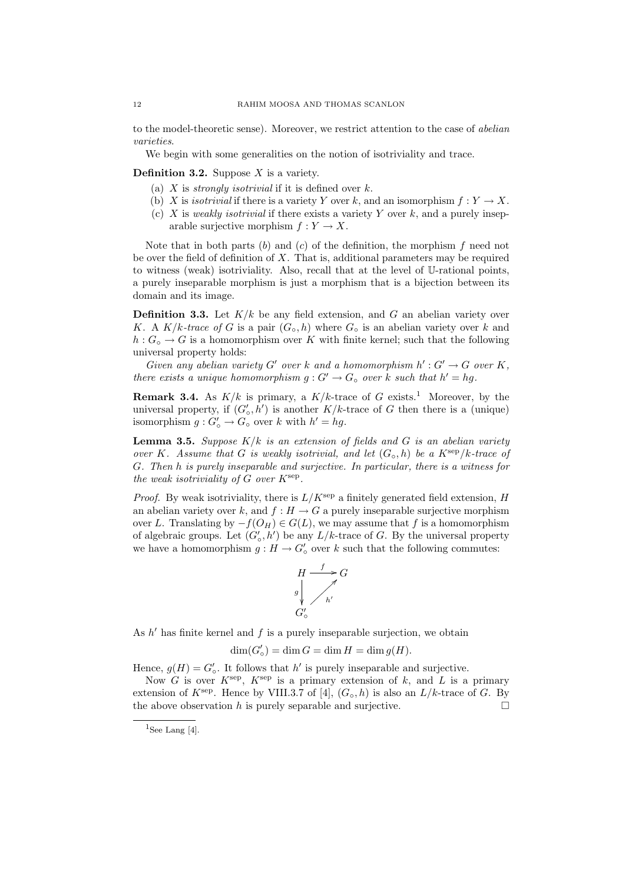to the model-theoretic sense). Moreover, we restrict attention to the case of *abelian varieties*.

We begin with some generalities on the notion of isotriviality and trace.

**Definition 3.2.** Suppose $X$ is a variety.

(a) $X$ is *strongly isotrivial* if it is defined over $k$.
(b) $X$ is *isotrivial* if there is a variety $Y$ over $k$, and an isomorphism $f : Y \to X$.
(c) $X$ is *weakly isotrivial* if there exists a variety $Y$ over $k$, and a purely inseparable surjective morphism $f : Y \to X$.

Note that in both parts $(b)$ and $(c)$ of the definition, the morphism $f$ need not be over the field of definition of $X$. That is, additional parameters may be required to witness (weak) isotriviality. Also, recall that at the level of $\mathbb{U}$-rational points, a purely inseparable morphism is just a morphism that is a bijection between its domain and its image.

**Definition 3.3.** Let $K/k$ be any field extension, and $G$ an abelian variety over $K$. A *$K/k$-trace of* $G$ is a pair $(G_\circ, h)$ where $G_\circ$ is an abelian variety over $k$ and $h : G_\circ \to G$ is a homomorphism over $K$ with finite kernel; such that the following universal property holds:

*Given any abelian variety $G'$ over $k$ and a homomorphism $h' : G' \to G$ over $K$, there exists a unique homomorphism $g : G' \to G_\circ$ over $k$ such that $h' = hg$.*

**Remark 3.4.** As $K/k$ is primary, a $K/k$-trace of $G$ exists.[1] Moreover, by the universal property, if $(G'_\circ, h')$ is another $K/k$-trace of $G$ then there is a (unique) isomorphism $g : G'_\circ \to G_\circ$ over $k$ with $h' = hg$.

**Lemma 3.5.** *Suppose $K/k$ is an extension of fields and $G$ is an abelian variety over $K$. Assume that $G$ is weakly isotrivial, and let $(G_\circ, h)$ be a $K^{\text{sep}}/k$-trace of $G$. Then $h$ is purely inseparable and surjective. In particular, there is a witness for the weak isotriviality of $G$ over $K^{\text{sep}}$.*

*Proof.* By weak isotriviality, there is $L/K^{\text{sep}}$ a finitely generated field extension, $H$ an abelian variety over $k$, and $f : H \to G$ a purely inseparable surjective morphism over $L$. Translating by $-f(O_H) \in G(L)$, we may assume that $f$ is a homomorphism of algebraic groups. Let $(G'_\circ, h')$ be any $L/k$-trace of $G$. By the universal property we have a homomorphism $g : H \to G'_\circ$ over $k$ such that the following commutes:

$$\begin{array}{ccc} H & \xrightarrow{f} & G \\ {\scriptstyle g}\downarrow & \nearrow_{h'} & \\ G'_\circ & & \end{array}$$

As $h'$ has finite kernel and $f$ is a purely inseparable surjection, we obtain

$$\dim(G'_\circ) = \dim G = \dim H = \dim g(H).$$

Hence, $g(H) = G'_\circ$. It follows that $h'$ is purely inseparable and surjective.

Now $G$ is over $K^{\text{sep}}$, $K^{\text{sep}}$ is a primary extension of $k$, and $L$ is a primary extension of $K^{\text{sep}}$. Hence by VIII.3.7 of [4], $(G_\circ, h)$ is also an $L/k$-trace of $G$. By the above observation $h$ is purely separable and surjective. □

[1] See Lang [4].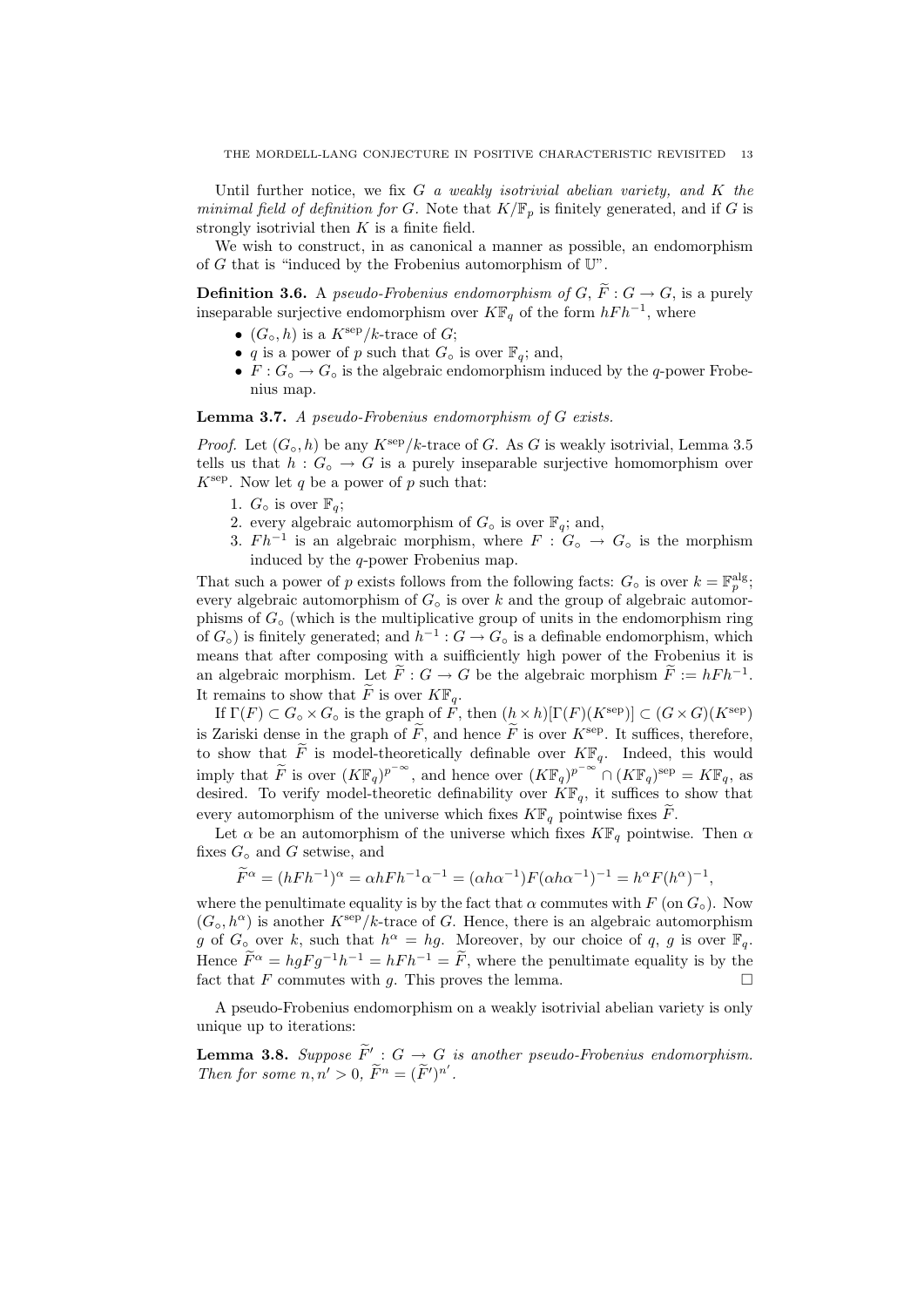Until further notice, we fix $G$ *a weakly isotrivial abelian variety, and* $K$ *the minimal field of definition for* $G$. Note that $K/\mathbb{F}_p$ is finitely generated, and if $G$ is strongly isotrivial then $K$ is a finite field.

We wish to construct, in as canonical a manner as possible, an endomorphism of $G$ that is "induced by the Frobenius automorphism of $\mathbb{U}$".

**Definition 3.6.** A *pseudo-Frobenius endomorphism of* $G$, $\widetilde{F} : G \to G$, is a purely inseparable surjective endomorphism over $K\mathbb{F}_q$ of the form $hFh^{-1}$, where

- $(G_\circ, h)$ is a $K^{\text{sep}}/k$-trace of $G$;
- $q$ is a power of $p$ such that $G_\circ$ is over $\mathbb{F}_q$; and,
- $F : G_\circ \to G_\circ$ is the algebraic endomorphism induced by the $q$-power Frobenius map.

**Lemma 3.7.** *A pseudo-Frobenius endomorphism of* $G$ *exists.*

*Proof.* Let $(G_\circ, h)$ be any $K^{\text{sep}}/k$-trace of $G$. As $G$ is weakly isotrivial, Lemma 3.5 tells us that $h : G_\circ \to G$ is a purely inseparable surjective homomorphism over $K^{\text{sep}}$. Now let $q$ be a power of $p$ such that:

1. $G_\circ$ is over $\mathbb{F}_q$;
2. every algebraic automorphism of $G_\circ$ is over $\mathbb{F}_q$; and,
3. $Fh^{-1}$ is an algebraic morphism, where $F : G_\circ \to G_\circ$ is the morphism induced by the $q$-power Frobenius map.

That such a power of $p$ exists follows from the following facts: $G_\circ$ is over $k = \mathbb{F}_p^{\text{alg}}$; every algebraic automorphism of $G_\circ$ is over $k$ and the group of algebraic automorphisms of $G_\circ$ (which is the multiplicative group of units in the endomorphism ring of $G_\circ$) is finitely generated; and $h^{-1} : G \to G_\circ$ is a definable endomorphism, which means that after composing with a sufficiently high power of the Frobenius it is an algebraic morphism. Let $\widetilde{F} : G \to G$ be the algebraic morphism $\widetilde{F} := hFh^{-1}$. It remains to show that $\widetilde{F}$ is over $K\mathbb{F}_q$.

If $\Gamma(F) \subset G_\circ \times G_\circ$ is the graph of $F$, then $(h \times h)[\Gamma(F)(K^{\text{sep}})] \subset (G \times G)(K^{\text{sep}})$ is Zariski dense in the graph of $\widetilde{F}$, and hence $\widetilde{F}$ is over $K^{\text{sep}}$. It suffices, therefore, to show that $\widetilde{F}$ is model-theoretically definable over $K\mathbb{F}_q$. Indeed, this would imply that $\widetilde{F}$ is over $(K\mathbb{F}_q)^{p^{-\infty}}$, and hence over $(K\mathbb{F}_q)^{p^{-\infty}} \cap (K\mathbb{F}_q)^{\text{sep}} = K\mathbb{F}_q$, as desired. To verify model-theoretic definability over $K\mathbb{F}_q$, it suffices to show that every automorphism of the universe which fixes $K\mathbb{F}_q$ pointwise fixes $\widetilde{F}$.

Let $\alpha$ be an automorphism of the universe which fixes $K\mathbb{F}_q$ pointwise. Then $\alpha$ fixes $G_\circ$ and $G$ setwise, and

$$\widetilde{F}^\alpha = (hFh^{-1})^\alpha = \alpha hFh^{-1}\alpha^{-1} = (\alpha h\alpha^{-1})F(\alpha h\alpha^{-1})^{-1} = h^\alpha F(h^\alpha)^{-1},$$

where the penultimate equality is by the fact that $\alpha$ commutes with $F$ (on $G_\circ$). Now $(G_\circ, h^\alpha)$ is another $K^{\text{sep}}/k$-trace of $G$. Hence, there is an algebraic automorphism $g$ of $G_\circ$ over $k$, such that $h^\alpha = hg$. Moreover, by our choice of $q$, $g$ is over $\mathbb{F}_q$. Hence $\widetilde{F}^\alpha = hgFg^{-1}h^{-1} = hFh^{-1} = \widetilde{F}$, where the penultimate equality is by the fact that $F$ commutes with $g$. This proves the lemma. $\square$

A pseudo-Frobenius endomorphism on a weakly isotrivial abelian variety is only unique up to iterations:

**Lemma 3.8.** *Suppose* $\widetilde{F}' : G \to G$ *is another pseudo-Frobenius endomorphism. Then for some* $n, n' > 0$, $\widetilde{F}^n = (\widetilde{F}')^{n'}$.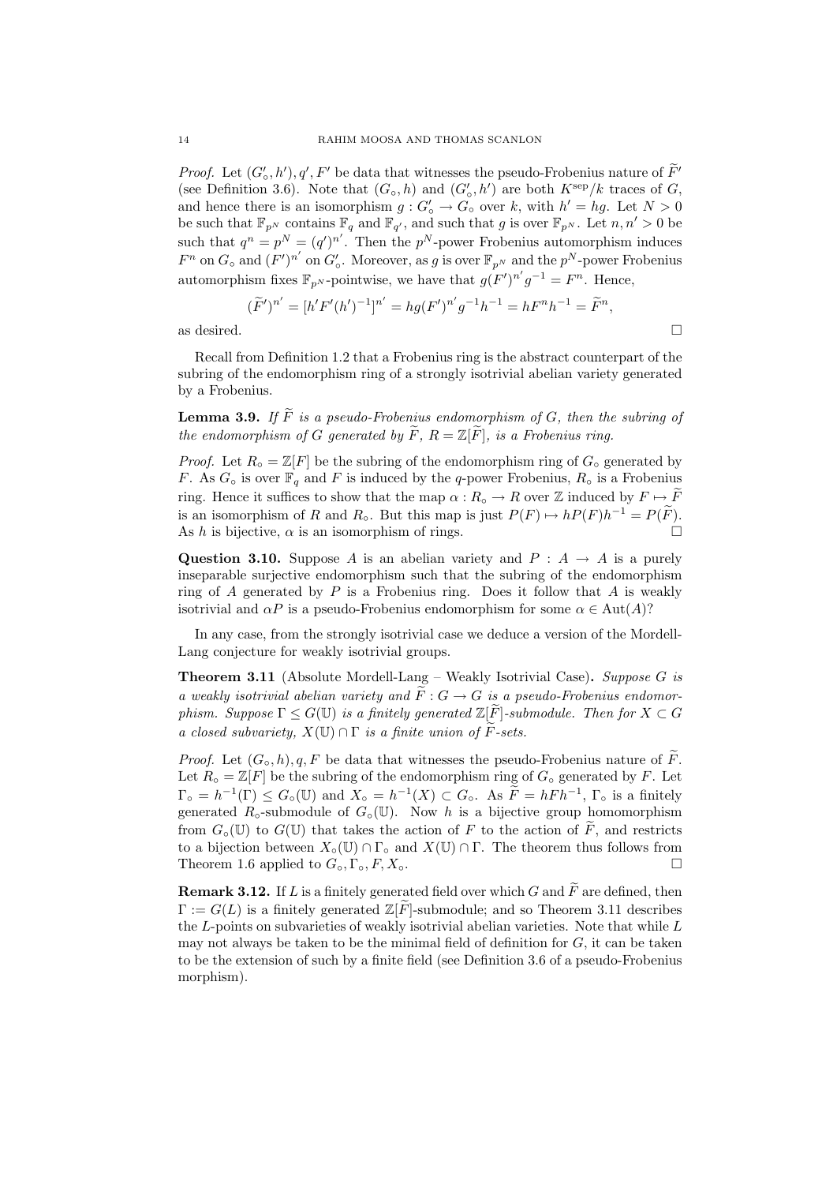*Proof.* Let $(G'_\circ, h'), q', F'$ be data that witnesses the pseudo-Frobenius nature of $\widetilde{F}'$ (see Definition 3.6). Note that $(G_\circ, h)$ and $(G'_\circ, h')$ are both $K^{\text{sep}}/k$ traces of $G$, and hence there is an isomorphism $g : G'_\circ \to G_\circ$ over $k$, with $h' = hg$. Let $N > 0$ be such that $\mathbb{F}_{p^N}$ contains $\mathbb{F}_q$ and $\mathbb{F}_{q'}$, and such that $g$ is over $\mathbb{F}_{p^N}$. Let $n, n' > 0$ be such that $q^n = p^N = (q')^{n'}$. Then the $p^N$-power Frobenius automorphism induces $F^n$ on $G_\circ$ and $(F')^{n'}$ on $G'_\circ$. Moreover, as $g$ is over $\mathbb{F}_{p^N}$ and the $p^N$-power Frobenius automorphism fixes $\mathbb{F}_{p^N}$-pointwise, we have that $g(F')^{n'}g^{-1} = F^n$. Hence,

$$(\widetilde{F}')^{n'} = [h'F'(h')^{-1}]^{n'} = hg(F')^{n'}g^{-1}h^{-1} = hF^nh^{-1} = \widetilde{F}^n,$$

as desired. □

Recall from Definition 1.2 that a Frobenius ring is the abstract counterpart of the subring of the endomorphism ring of a strongly isotrivial abelian variety generated by a Frobenius.

**Lemma 3.9.** *If $\widetilde{F}$ is a pseudo-Frobenius endomorphism of $G$, then the subring of the endomorphism of $G$ generated by $\widetilde{F}$, $R = \mathbb{Z}[\widetilde{F}]$, is a Frobenius ring.*

*Proof.* Let $R_\circ = \mathbb{Z}[F]$ be the subring of the endomorphism ring of $G_\circ$ generated by $F$. As $G_\circ$ is over $\mathbb{F}_q$ and $F$ is induced by the $q$-power Frobenius, $R_\circ$ is a Frobenius ring. Hence it suffices to show that the map $\alpha : R_\circ \to R$ over $\mathbb{Z}$ induced by $F \mapsto \widetilde{F}$ is an isomorphism of $R$ and $R_\circ$. But this map is just $P(F) \mapsto hP(F)h^{-1} = P(\widetilde{F})$. As $h$ is bijective, $\alpha$ is an isomorphism of rings. □

**Question 3.10.** Suppose $A$ is an abelian variety and $P : A \to A$ is a purely inseparable surjective endomorphism such that the subring of the endomorphism ring of $A$ generated by $P$ is a Frobenius ring. Does it follow that $A$ is weakly isotrivial and $\alpha P$ is a pseudo-Frobenius endomorphism for some $\alpha \in \text{Aut}(A)$?

In any case, from the strongly isotrivial case we deduce a version of the Mordell-Lang conjecture for weakly isotrivial groups.

**Theorem 3.11** (Absolute Mordell-Lang – Weakly Isotrivial Case)**.** *Suppose $G$ is a weakly isotrivial abelian variety and $\widetilde{F} : G \to G$ is a pseudo-Frobenius endomorphism. Suppose $\Gamma \leq G(\mathbb{U})$ is a finitely generated $\mathbb{Z}[\widetilde{F}]$-submodule. Then for $X \subset G$ a closed subvariety, $X(\mathbb{U}) \cap \Gamma$ is a finite union of $\widetilde{F}$-sets.*

*Proof.* Let $(G_\circ, h), q, F$ be data that witnesses the pseudo-Frobenius nature of $\widetilde{F}$. Let $R_\circ = \mathbb{Z}[F]$ be the subring of the endomorphism ring of $G_\circ$ generated by $F$. Let $\Gamma_\circ = h^{-1}(\Gamma) \leq G_\circ(\mathbb{U})$ and $X_\circ = h^{-1}(X) \subset G_\circ$. As $\widetilde{F} = hFh^{-1}$, $\Gamma_\circ$ is a finitely generated $R_\circ$-submodule of $G_\circ(\mathbb{U})$. Now $h$ is a bijective group homomorphism from $G_\circ(\mathbb{U})$ to $G(\mathbb{U})$ that takes the action of $F$ to the action of $\widetilde{F}$, and restricts to a bijection between $X_\circ(\mathbb{U}) \cap \Gamma_\circ$ and $X(\mathbb{U}) \cap \Gamma$. The theorem thus follows from Theorem 1.6 applied to $G_\circ, \Gamma_\circ, F, X_\circ$. □

**Remark 3.12.** If $L$ is a finitely generated field over which $G$ and $\widetilde{F}$ are defined, then $\Gamma := G(L)$ is a finitely generated $\mathbb{Z}[\widetilde{F}]$-submodule; and so Theorem 3.11 describes the $L$-points on subvarieties of weakly isotrivial abelian varieties. Note that while $L$ may not always be taken to be the minimal field of definition for $G$, it can be taken to be the extension of such by a finite field (see Definition 3.6 of a pseudo-Frobenius morphism).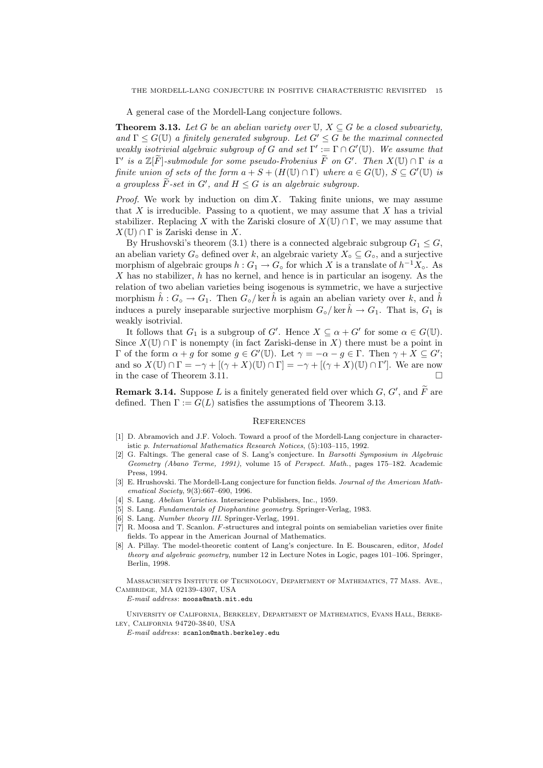A general case of the Mordell-Lang conjecture follows.

**Theorem 3.13.** *Let $G$ be an abelian variety over $\mathbb{U}$, $X \subseteq G$ be a closed subvariety, and $\Gamma \leq G(\mathbb{U})$ a finitely generated subgroup. Let $G' \leq G$ be the maximal connected weakly isotrivial algebraic subgroup of $G$ and set $\Gamma' := \Gamma \cap G'(\mathbb{U})$. We assume that $\Gamma'$ is a $\mathbb{Z}[\widetilde{F}]$-submodule for some pseudo-Frobenius $\widetilde{F}$ on $G'$. Then $X(\mathbb{U}) \cap \Gamma$ is a finite union of sets of the form $a + S + (H(\mathbb{U}) \cap \Gamma)$ where $a \in G(\mathbb{U})$, $S \subseteq G'(\mathbb{U})$ is a groupless $\widetilde{F}$-set in $G'$, and $H \leq G$ is an algebraic subgroup.*

*Proof.* We work by induction on $\dim X$. Taking finite unions, we may assume that $X$ is irreducible. Passing to a quotient, we may assume that $X$ has a trivial stabilizer. Replacing $X$ with the Zariski closure of $X(\mathbb{U}) \cap \Gamma$, we may assume that $X(\mathbb{U}) \cap \Gamma$ is Zariski dense in $X$.

By Hrushovski's theorem (3.1) there is a connected algebraic subgroup $G_1 \leq G$, an abelian variety $G_\circ$ defined over $k$, an algebraic variety $X_\circ \subseteq G_\circ$, and a surjective morphism of algebraic groups $h : G_1 \to G_\circ$ for which $X$ is a translate of $h^{-1}X_\circ$. As $X$ has no stabilizer, $h$ has no kernel, and hence is in particular an isogeny. As the relation of two abelian varieties being isogenous is symmetric, we have a surjective morphism $\hat{h} : G_\circ \to G_1$. Then $G_\circ / \ker \hat{h}$ is again an abelian variety over $k$, and $\hat{h}$ induces a purely inseparable surjective morphism $G_\circ / \ker \hat{h} \to G_1$. That is, $G_1$ is weakly isotrivial.

It follows that $G_1$ is a subgroup of $G'$. Hence $X \subseteq \alpha + G'$ for some $\alpha \in G(\mathbb{U})$. Since $X(\mathbb{U}) \cap \Gamma$ is nonempty (in fact Zariski-dense in $X$) there must be a point in $\Gamma$ of the form $\alpha + g$ for some $g \in G'(\mathbb{U})$. Let $\gamma = -\alpha - g \in \Gamma$. Then $\gamma + X \subseteq G'$; and so $X(\mathbb{U}) \cap \Gamma = -\gamma + [(\gamma + X)(\mathbb{U}) \cap \Gamma] = -\gamma + [(\gamma + X)(\mathbb{U}) \cap \Gamma']$. We are now in the case of Theorem 3.11. $\square$

**Remark 3.14.** Suppose $L$ is a finitely generated field over which $G$, $G'$, and $\widetilde{F}$ are defined. Then $\Gamma := G(L)$ satisfies the assumptions of Theorem 3.13.

## References

[1] D. Abramovich and J.F. Voloch. Toward a proof of the Mordell-Lang conjecture in characteristic *p*. *International Mathematics Research Notices*, (5):103–115, 1992.

[2] G. Faltings. The general case of S. Lang's conjecture. In *Barsotti Symposium in Algebraic Geometry (Abano Terme, 1991)*, volume 15 of *Perspect. Math.*, pages 175–182. Academic Press, 1994.

[3] E. Hrushovski. The Mordell-Lang conjecture for function fields. *Journal of the American Mathematical Society*, 9(3):667–690, 1996.

[4] S. Lang. *Abelian Varieties*. Interscience Publishers, Inc., 1959.

[5] S. Lang. *Fundamentals of Diophantine geometry*. Springer-Verlag, 1983.

[6] S. Lang. *Number theory III*. Springer-Verlag, 1991.

[7] R. Moosa and T. Scanlon. *F*-structures and integral points on semiabelian varieties over finite fields. To appear in the American Journal of Mathematics.

[8] A. Pillay. The model-theoretic content of Lang's conjecture. In E. Bouscaren, editor, *Model theory and algebraic geometry*, number 12 in Lecture Notes in Logic, pages 101–106. Springer, Berlin, 1998.

Massachusetts Institute of Technology, Department of Mathematics, 77 Mass. Ave., Cambridge, MA 02139-4307, USA

*E-mail address*: moosa@math.mit.edu

University of California, Berkeley, Department of Mathematics, Evans Hall, Berkeley, California 94720-3840, USA

*E-mail address*: scanlon@math.berkeley.edu